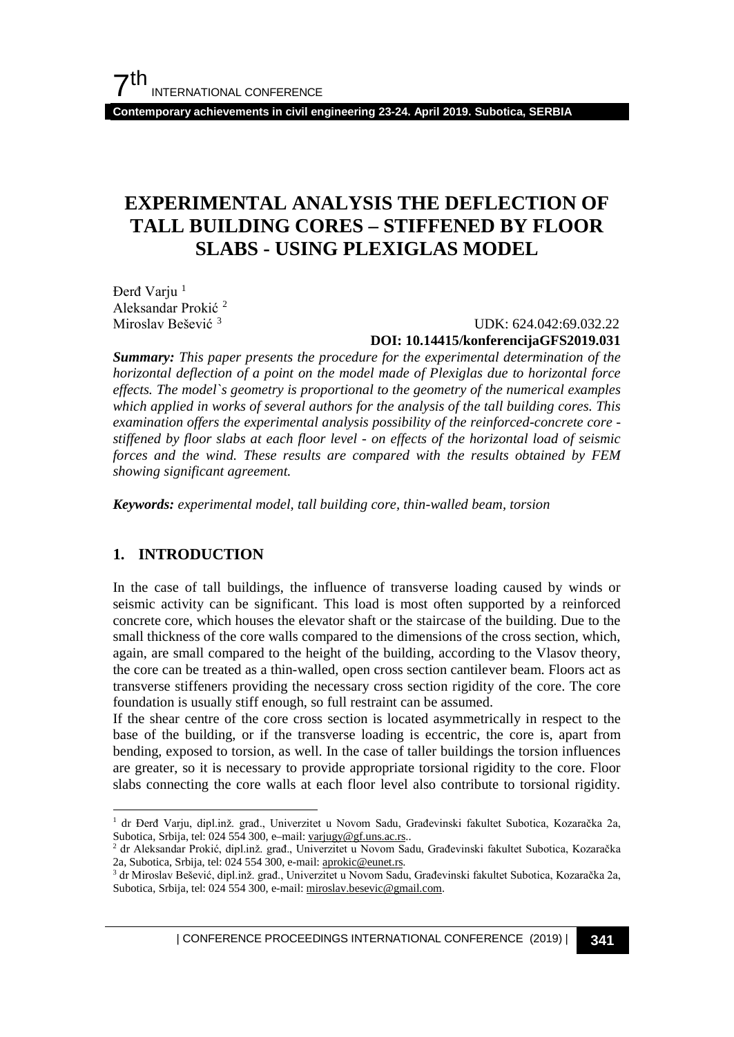# EXPERIMENTAL ANALYSIS THE DEFLECTION OF TALL BUILDING CORES – STIFFENED BY FLOOR SLABS - USING PLEXIGLAS MODEL

Đerđ Varju [1]
Aleksandar Prokić [2]
Miroslav Bešević [3]

UDK: 624.042:69.032.22
**DOI: 10.14415/konferencijaGFS2019.031**

***Summary:*** *This paper presents the procedure for the experimental determination of the horizontal deflection of a point on the model made of Plexiglas due to horizontal force effects. The model`s geometry is proportional to the geometry of the numerical examples which applied in works of several authors for the analysis of the tall building cores. This examination offers the experimental analysis possibility of the reinforced-concrete core - stiffened by floor slabs at each floor level - on effects of the horizontal load of seismic forces and the wind. These results are compared with the results obtained by FEM showing significant agreement.*

***Keywords:*** *experimental model, tall building core, thin-walled beam, torsion*

## 1. INTRODUCTION

In the case of tall buildings, the influence of transverse loading caused by winds or seismic activity can be significant. This load is most often supported by a reinforced concrete core, which houses the elevator shaft or the staircase of the building. Due to the small thickness of the core walls compared to the dimensions of the cross section, which, again, are small compared to the height of the building, according to the Vlasov theory, the core can be treated as a thin-walled, open cross section cantilever beam. Floors act as transverse stiffeners providing the necessary cross section rigidity of the core. The core foundation is usually stiff enough, so full restraint can be assumed.

If the shear centre of the core cross section is located asymmetrically in respect to the base of the building, or if the transverse loading is eccentric, the core is, apart from bending, exposed to torsion, as well. In the case of taller buildings the torsion influences are greater, so it is necessary to provide appropriate torsional rigidity to the core. Floor slabs connecting the core walls at each floor level also contribute to torsional rigidity.

[1] dr Đerđ Varju, dipl.inž. građ., Univerzitet u Novom Sadu, Građevinski fakultet Subotica, Kozaračka 2a, Subotica, Srbija, tel: 024 554 300, e–mail: varjugy@gf.uns.ac.rs..

[2] dr Aleksandar Prokić, dipl.inž. građ., Univerzitet u Novom Sadu, Građevinski fakultet Subotica, Kozaračka 2a, Subotica, Srbija, tel: 024 554 300, e-mail: aprokic@eunet.rs.

[3] dr Miroslav Bešević, dipl.inž. građ., Univerzitet u Novom Sadu, Građevinski fakultet Subotica, Kozaračka 2a, Subotica, Srbija, tel: 024 554 300, e-mail: miroslav.besevic@gmail.com.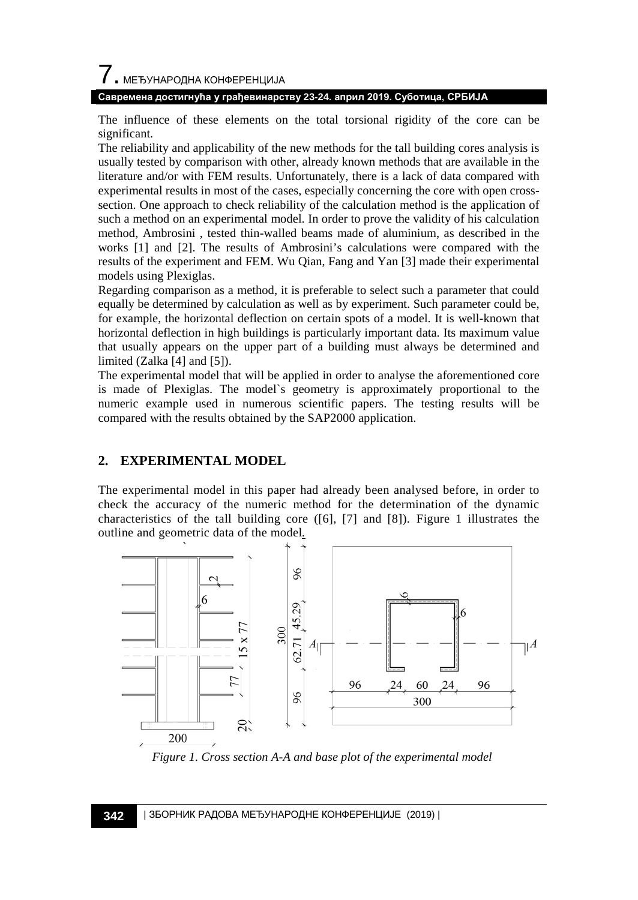The influence of these elements on the total torsional rigidity of the core can be significant.

The reliability and applicability of the new methods for the tall building cores analysis is usually tested by comparison with other, already known methods that are available in the literature and/or with FEM results. Unfortunately, there is a lack of data compared with experimental results in most of the cases, especially concerning the core with open cross-section. One approach to check reliability of the calculation method is the application of such a method on an experimental model. In order to prove the validity of his calculation method, Ambrosini , tested thin-walled beams made of aluminium, as described in the works [1] and [2]. The results of Ambrosini's calculations were compared with the results of the experiment and FEM. Wu Qian, Fang and Yan [3] made their experimental models using Plexiglas.

Regarding comparison as a method, it is preferable to select such a parameter that could equally be determined by calculation as well as by experiment. Such parameter could be, for example, the horizontal deflection on certain spots of a model. It is well-known that horizontal deflection in high buildings is particularly important data. Its maximum value that usually appears on the upper part of a building must always be determined and limited (Zalka [4] and [5]).

The experimental model that will be applied in order to analyse the aforementioned core is made of Plexiglas. The model`s geometry is approximately proportional to the numeric example used in numerous scientific papers. The testing results will be compared with the results obtained by the SAP2000 application.

## 2. EXPERIMENTAL MODEL

The experimental model in this paper had already been analysed before, in order to check the accuracy of the numeric method for the determination of the dynamic characteristics of the tall building core ([6], [7] and [8]). Figure 1 illustrates the outline and geometric data of the model.

*Figure 1. Cross section A-A and base plot of the experimental model*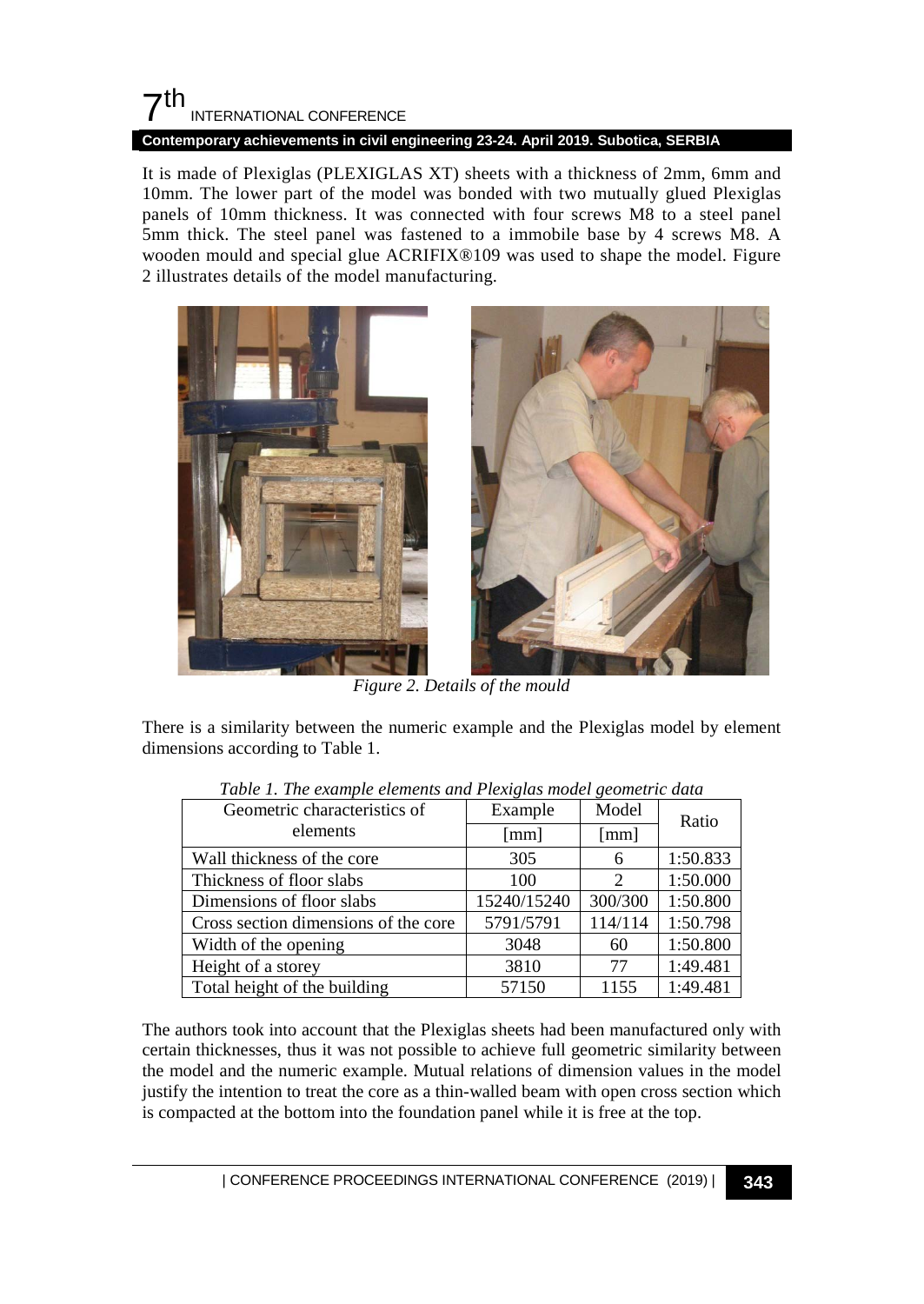It is made of Plexiglas (PLEXIGLAS XT) sheets with a thickness of 2mm, 6mm and 10mm. The lower part of the model was bonded with two mutually glued Plexiglas panels of 10mm thickness. It was connected with four screws M8 to a steel panel 5mm thick. The steel panel was fastened to a immobile base by 4 screws M8. A wooden mould and special glue ACRIFIX®109 was used to shape the model. Figure 2 illustrates details of the model manufacturing.

*Figure 2. Details of the mould*

There is a similarity between the numeric example and the Plexiglas model by element dimensions according to Table 1.

*Table 1. The example elements and Plexiglas model geometric data*

| Geometric characteristics of elements | Example [mm] | Model [mm] | Ratio |
|---|---|---|---|
| Wall thickness of the core | 305 | 6 | 1:50.833 |
| Thickness of floor slabs | 100 | 2 | 1:50.000 |
| Dimensions of floor slabs | 15240/15240 | 300/300 | 1:50.800 |
| Cross section dimensions of the core | 5791/5791 | 114/114 | 1:50.798 |
| Width of the opening | 3048 | 60 | 1:50.800 |
| Height of a storey | 3810 | 77 | 1:49.481 |
| Total height of the building | 57150 | 1155 | 1:49.481 |

The authors took into account that the Plexiglas sheets had been manufactured only with certain thicknesses, thus it was not possible to achieve full geometric similarity between the model and the numeric example. Mutual relations of dimension values in the model justify the intention to treat the core as a thin-walled beam with open cross section which is compacted at the bottom into the foundation panel while it is free at the top.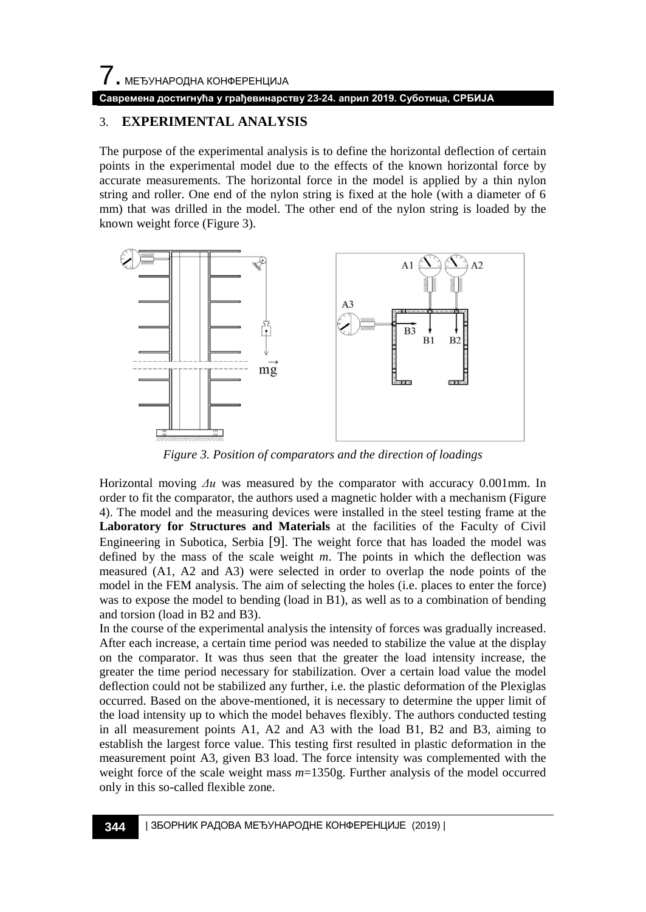## 3. EXPERIMENTAL ANALYSIS

The purpose of the experimental analysis is to define the horizontal deflection of certain points in the experimental model due to the effects of the known horizontal force by accurate measurements. The horizontal force in the model is applied by a thin nylon string and roller. One end of the nylon string is fixed at the hole (with a diameter of 6 mm) that was drilled in the model. The other end of the nylon string is loaded by the known weight force (Figure 3).

*Figure 3. Position of comparators and the direction of loadings*

Horizontal moving $\Delta u$ was measured by the comparator with accuracy 0.001mm. In order to fit the comparator, the authors used a magnetic holder with a mechanism (Figure 4). The model and the measuring devices were installed in the steel testing frame at the **Laboratory for Structures and Materials** at the facilities of the Faculty of Civil Engineering in Subotica, Serbia [9]. The weight force that has loaded the model was defined by the mass of the scale weight *m*. The points in which the deflection was measured (A1, A2 and A3) were selected in order to overlap the node points of the model in the FEM analysis. The aim of selecting the holes (i.e. places to enter the force) was to expose the model to bending (load in B1), as well as to a combination of bending and torsion (load in B2 and B3).

In the course of the experimental analysis the intensity of forces was gradually increased. After each increase, a certain time period was needed to stabilize the value at the display on the comparator. It was thus seen that the greater the load intensity increase, the greater the time period necessary for stabilization. Over a certain load value the model deflection could not be stabilized any further, i.e. the plastic deformation of the Plexiglas occurred. Based on the above-mentioned, it is necessary to determine the upper limit of the load intensity up to which the model behaves flexibly. The authors conducted testing in all measurement points A1, A2 and A3 with the load B1, B2 and B3, aiming to establish the largest force value. This testing first resulted in plastic deformation in the measurement point A3, given B3 load. The force intensity was complemented with the weight force of the scale weight mass $m$=1350g. Further analysis of the model occurred only in this so-called flexible zone.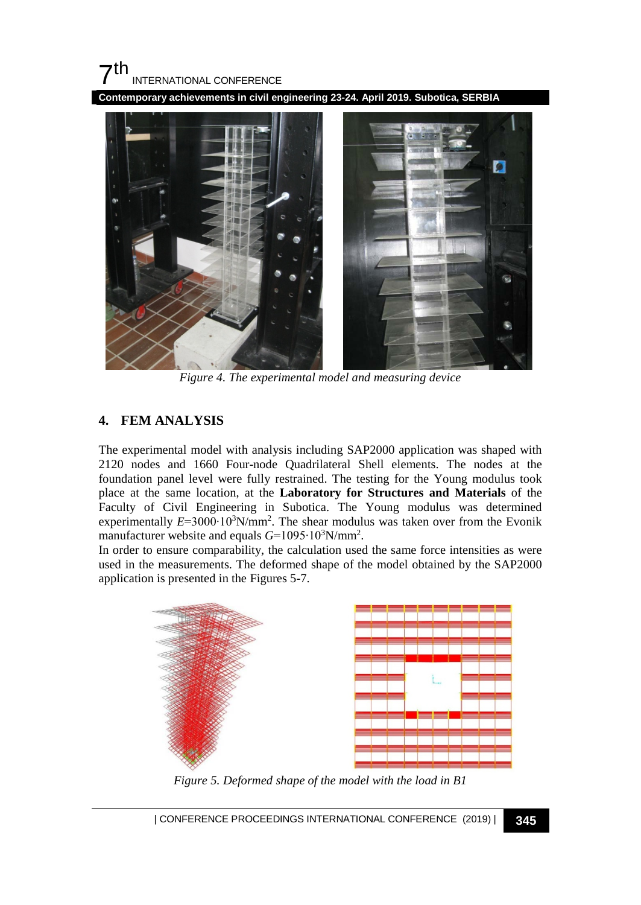*Figure 4. The experimental model and measuring device*

## 4. FEM ANALYSIS

The experimental model with analysis including SAP2000 application was shaped with 2120 nodes and 1660 Four-node Quadrilateral Shell elements. The nodes at the foundation panel level were fully restrained. The testing for the Young modulus took place at the same location, at the **Laboratory for Structures and Materials** of the Faculty of Civil Engineering in Subotica. The Young modulus was determined experimentally $E$=3000·10$^3$N/mm$^2$. The shear modulus was taken over from the Evonik manufacturer website and equals $G$=1095·10$^3$N/mm$^2$.

In order to ensure comparability, the calculation used the same force intensities as were used in the measurements. The deformed shape of the model obtained by the SAP2000 application is presented in the Figures 5-7.

*Figure 5. Deformed shape of the model with the load in B1*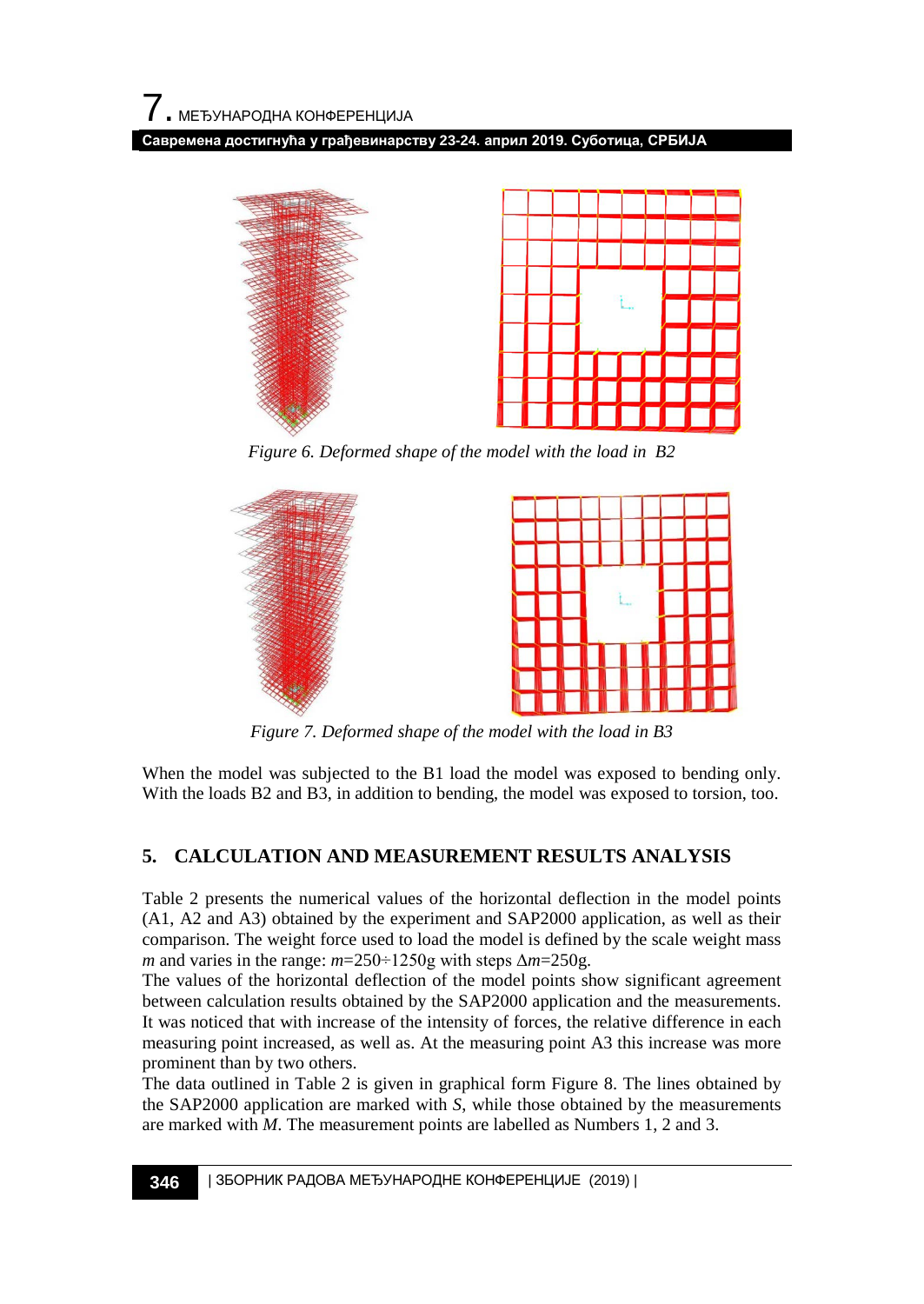Figure 6. Deformed shape of the model with the load in B2

Figure 7. Deformed shape of the model with the load in B3

When the model was subjected to the B1 load the model was exposed to bending only. With the loads B2 and B3, in addition to bending, the model was exposed to torsion, too.

## 5. CALCULATION AND MEASUREMENT RESULTS ANALYSIS

Table 2 presents the numerical values of the horizontal deflection in the model points (A1, A2 and A3) obtained by the experiment and SAP2000 application, as well as their comparison. The weight force used to load the model is defined by the scale weight mass $m$ and varies in the range: $m$=250÷1250g with steps $\Delta m$=250g.

The values of the horizontal deflection of the model points show significant agreement between calculation results obtained by the SAP2000 application and the measurements. It was noticed that with increase of the intensity of forces, the relative difference in each measuring point increased, as well as. At the measuring point A3 this increase was more prominent than by two others.

The data outlined in Table 2 is given in graphical form Figure 8. The lines obtained by the SAP2000 application are marked with *S*, while those obtained by the measurements are marked with *M*. The measurement points are labelled as Numbers 1, 2 and 3.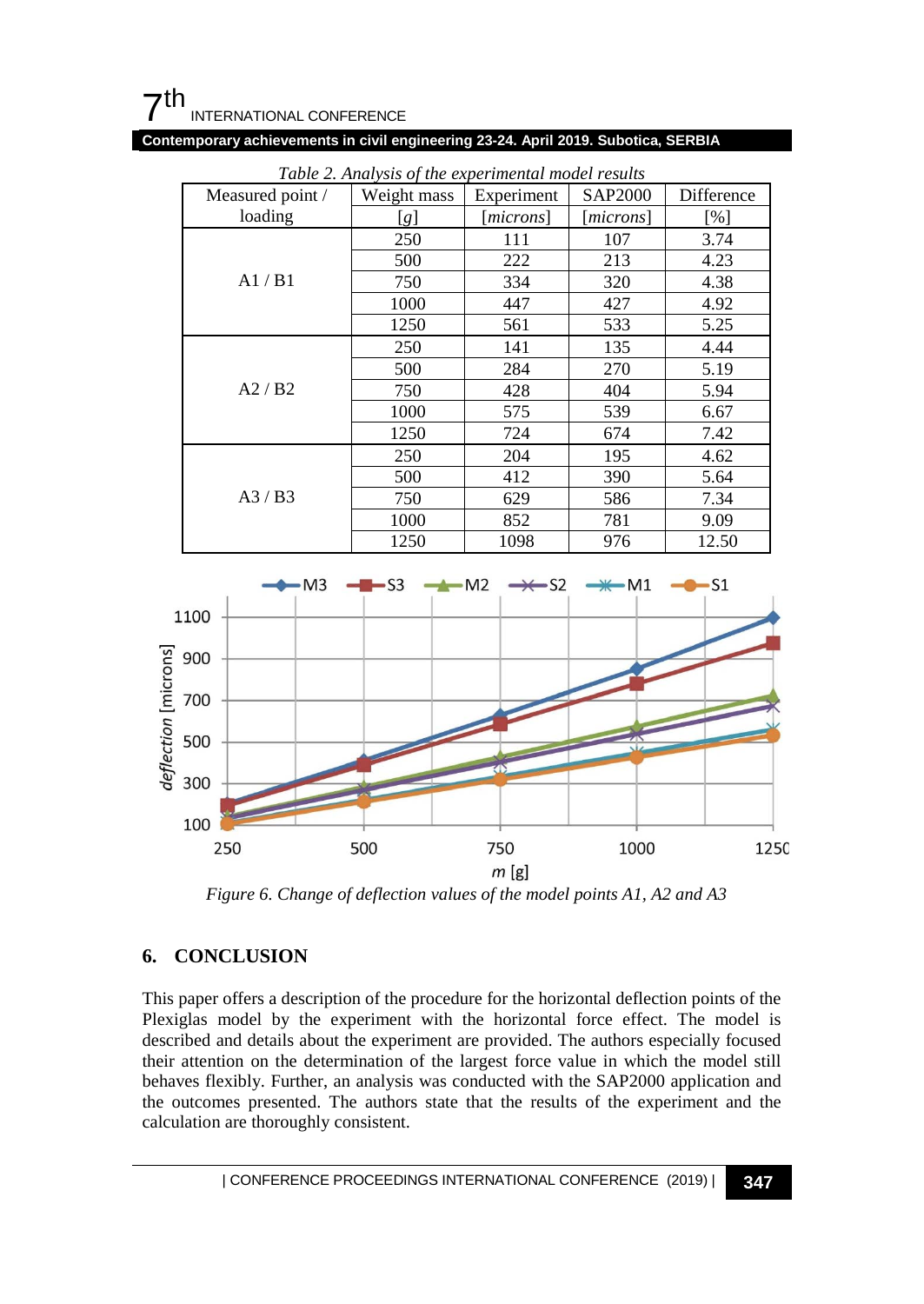*Table 2. Analysis of the experimental model results*

| Measured point / loading | Weight mass [g] | Experiment [microns] | SAP2000 [microns] | Difference [%] |
|---|---|---|---|---|
| A1 / B1 | 250 | 111 | 107 | 3.74 |
| | 500 | 222 | 213 | 4.23 |
| | 750 | 334 | 320 | 4.38 |
| | 1000 | 447 | 427 | 4.92 |
| | 1250 | 561 | 533 | 5.25 |
| A2 / B2 | 250 | 141 | 135 | 4.44 |
| | 500 | 284 | 270 | 5.19 |
| | 750 | 428 | 404 | 5.94 |
| | 1000 | 575 | 539 | 6.67 |
| | 1250 | 724 | 674 | 7.42 |
| A3 / B3 | 250 | 204 | 195 | 4.62 |
| | 500 | 412 | 390 | 5.64 |
| | 750 | 629 | 586 | 7.34 |
| | 1000 | 852 | 781 | 9.09 |
| | 1250 | 1098 | 976 | 12.50 |

*Figure 6. Change of deflection values of the model points A1, A2 and A3*

## 6. CONCLUSION

This paper offers a description of the procedure for the horizontal deflection points of the Plexiglas model by the experiment with the horizontal force effect. The model is described and details about the experiment are provided. The authors especially focused their attention on the determination of the largest force value in which the model still behaves flexibly. Further, an analysis was conducted with the SAP2000 application and the outcomes presented. The authors state that the results of the experiment and the calculation are thoroughly consistent.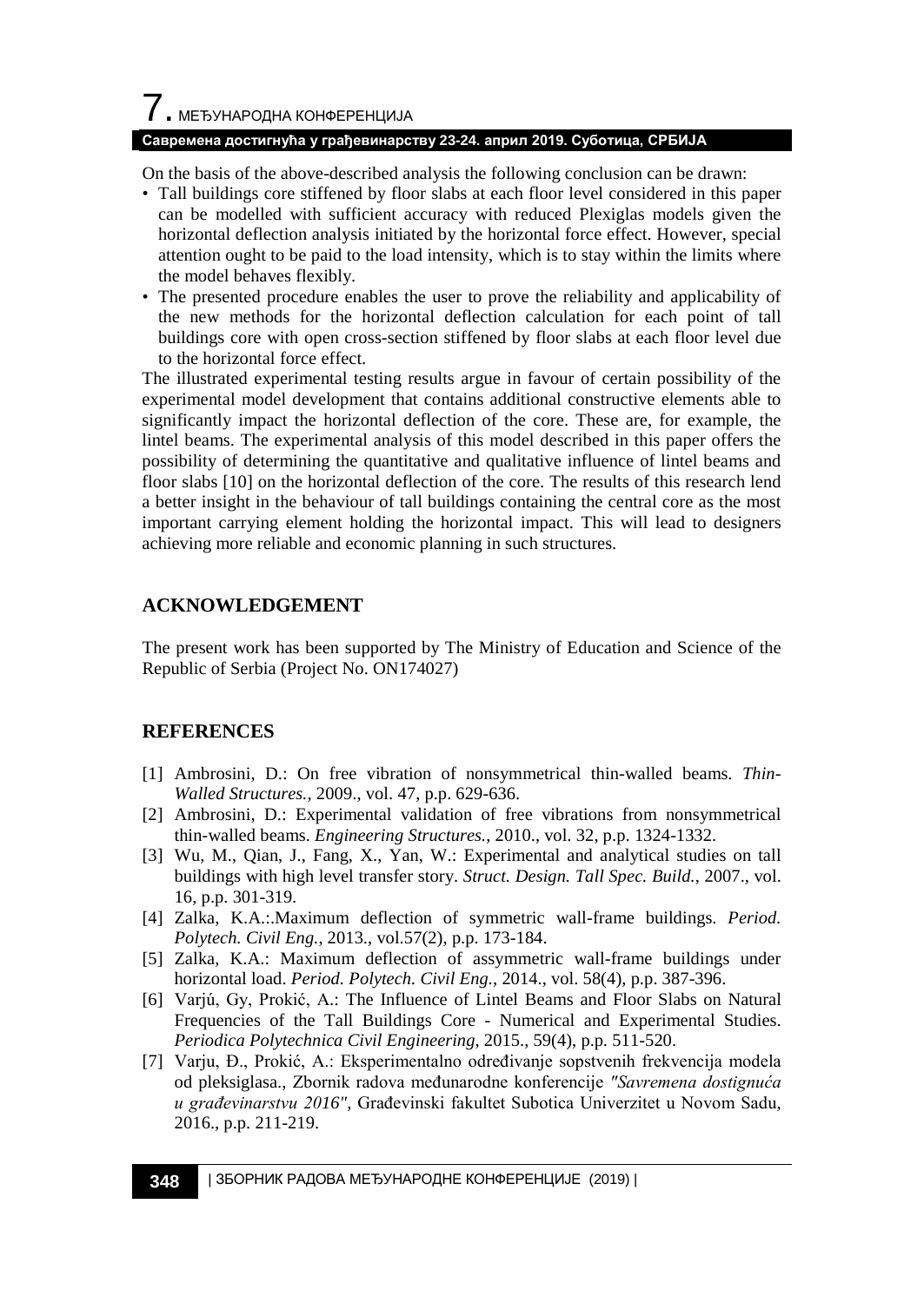On the basis of the above-described analysis the following conclusion can be drawn:

- Tall buildings core stiffened by floor slabs at each floor level considered in this paper can be modelled with sufficient accuracy with reduced Plexiglas models given the horizontal deflection analysis initiated by the horizontal force effect. However, special attention ought to be paid to the load intensity, which is to stay within the limits where the model behaves flexibly.
- The presented procedure enables the user to prove the reliability and applicability of the new methods for the horizontal deflection calculation for each point of tall buildings core with open cross-section stiffened by floor slabs at each floor level due to the horizontal force effect.

The illustrated experimental testing results argue in favour of certain possibility of the experimental model development that contains additional constructive elements able to significantly impact the horizontal deflection of the core. These are, for example, the lintel beams. The experimental analysis of this model described in this paper offers the possibility of determining the quantitative and qualitative influence of lintel beams and floor slabs [10] on the horizontal deflection of the core. The results of this research lend a better insight in the behaviour of tall buildings containing the central core as the most important carrying element holding the horizontal impact. This will lead to designers achieving more reliable and economic planning in such structures.

## ACKNOWLEDGEMENT

The present work has been supported by The Ministry of Education and Science of the Republic of Serbia (Project No. ON174027)

## REFERENCES

[1] Ambrosini, D.: On free vibration of nonsymmetrical thin-walled beams. *Thin-Walled Structures.*, 2009., vol. 47, p.p. 629-636.

[2] Ambrosini, D.: Experimental validation of free vibrations from nonsymmetrical thin-walled beams. *Engineering Structures.*, 2010., vol. 32, p.p. 1324-1332.

[3] Wu, M., Qian, J., Fang, X., Yan, W.: Experimental and analytical studies on tall buildings with high level transfer story. *Struct. Design. Tall Spec. Build.*, 2007., vol. 16, p.p. 301-319.

[4] Zalka, K.A.:.Maximum deflection of symmetric wall-frame buildings. *Period. Polytech. Civil Eng.*, 2013., vol.57(2), p.p. 173-184.

[5] Zalka, K.A.: Maximum deflection of assymmetric wall-frame buildings under horizontal load. *Period. Polytech. Civil Eng.*, 2014., vol. 58(4), p.p. 387-396.

[6] Varjú, Gy, Prokić, A.: The Influence of Lintel Beams and Floor Slabs on Natural Frequencies of the Tall Buildings Core - Numerical and Experimental Studies. *Periodica Polytechnica Civil Engineering*, 2015., 59(4), p.p. 511-520.

[7] Varju, Đ., Prokić, A.: Eksperimentalno određivanje sopstvenih frekvencija modela od pleksiglasa., Zbornik radova međunarodne konferencije *"Savremena dostignuća u građevinarstvu 2016"*, Građevinski fakultet Subotica Univerzitet u Novom Sadu, 2016., p.p. 211-219.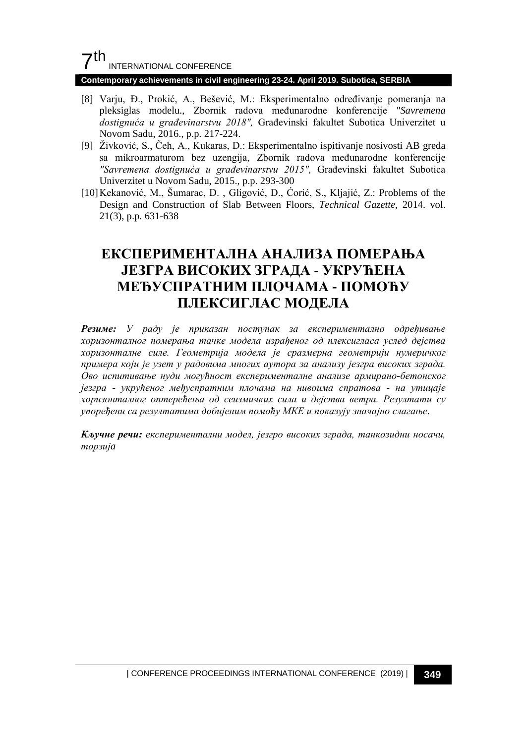[8] Varju, Đ., Prokić, A., Bešević, M.: Eksperimentalno određivanje pomeranja na pleksiglas modelu., Zbornik radova međunarodne konferencije *"Savremena dostignuća u građevinarstvu 2018",* Građevinski fakultet Subotica Univerzitet u Novom Sadu, 2016., p.p. 217-224.

[9] Živković, S., Čeh, A., Kukaras, D.: Eksperimentalno ispitivanje nosivosti AB greda sa mikroarmaturom bez uzengija, Zbornik radova međunarodne konferencije *"Savremena dostignuća u građevinarstvu 2015",* Građevinski fakultet Subotica Univerzitet u Novom Sadu, 2015., p.p. 293-300

[10] Kekanović, M., Šumarac, D. , Gligović, D., Ćorić, S., Kljajić, Z.: Problems of the Design and Construction of Slab Between Floors, *Technical Gazette*, 2014. vol. 21(3), p.p. 631-638

# ЕКСПЕРИМЕНТАЛНА АНАЛИЗА ПОМЕРАЊА ЈЕЗГРА ВИСОКИХ ЗГРАДА - УКРУЋЕНА МЕЂУСПРАТНИМ ПЛОЧАМА - ПОМОЋУ ПЛЕКСИГЛАС МОДЕЛА

***Резиме:*** *У раду је приказан поступак за експериментално одређивање хоризонталног померања тачке модела израђеног од плексигласа услед дејства хоризонталне силе. Геометрија модела је сразмерна геометрији нумеричког примера који је узет у радовима многих аутора за анализу језгра високих зграда. Ово испитивање нуди могућност експерименталне анализе армирано-бетонског језгра - укрућеног међуспратним плочама на нивоима спратова - на утицаје хоризонталног оптерећења од сеизмичких сила и дејства ветра. Резултати су упоређени са резултатима добијеним помоћу МКЕ и показују значајно слагање.*

***Кључне речи:*** *експериментални модел, језгро високих зграда, танкозидни носачи, торзија*